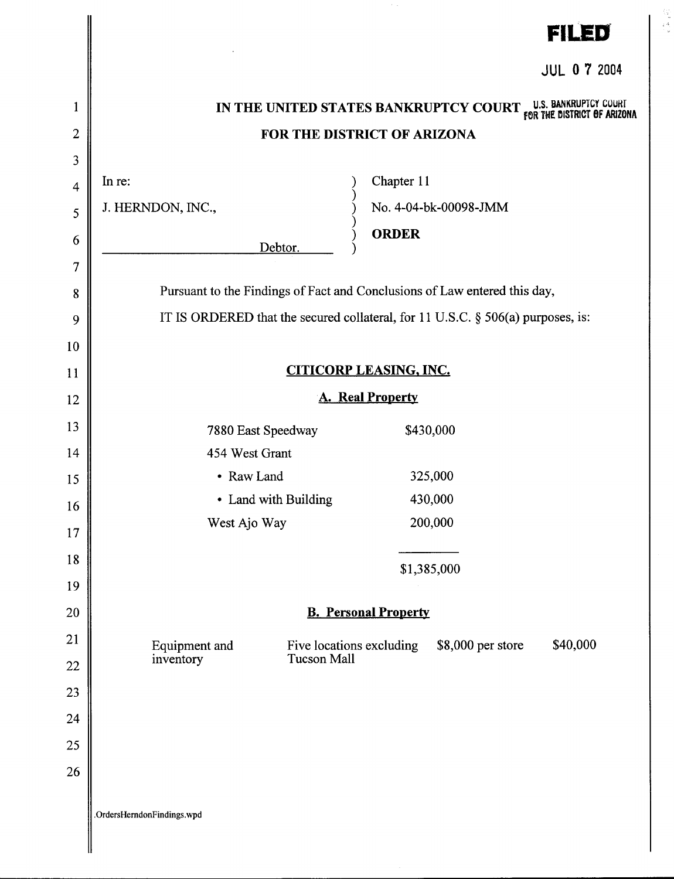FILED

JUL 07 2004

U.S. BANKRUPTCY COURT FOR THE DISTRICT OF ARIZONA

# IN THE UNITED STATES BANKRUPTCY COURT
# FOR THE DISTRICT OF ARIZONA

| | | |
|---|---|---|
| In re: | ) | Chapter 11 |
| J. HERNDON, INC., | ) | No. 4-04-bk-00098-JMM |
| Debtor. | ) | **ORDER** |

Pursuant to the Findings of Fact and Conclusions of Law entered this day,

IT IS ORDERED that the secured collateral, for 11 U.S.C. § 506(a) purposes, is:

## CITICORP LEASING, INC.

### A. Real Property

| | |
|---|---|
| 7880 East Speedway | $430,000 |
| 454 West Grant | |
| • Raw Land | 325,000 |
| • Land with Building | 430,000 |
| West Ajo Way | 200,000 |
| | $1,385,000 |

### B. Personal Property

| | | | |
|---|---|---|---|
| Equipment and inventory | Five locations excluding Tucson Mall | $8,000 per store | $40,000 |

.OrdersHerndonFindings.wpd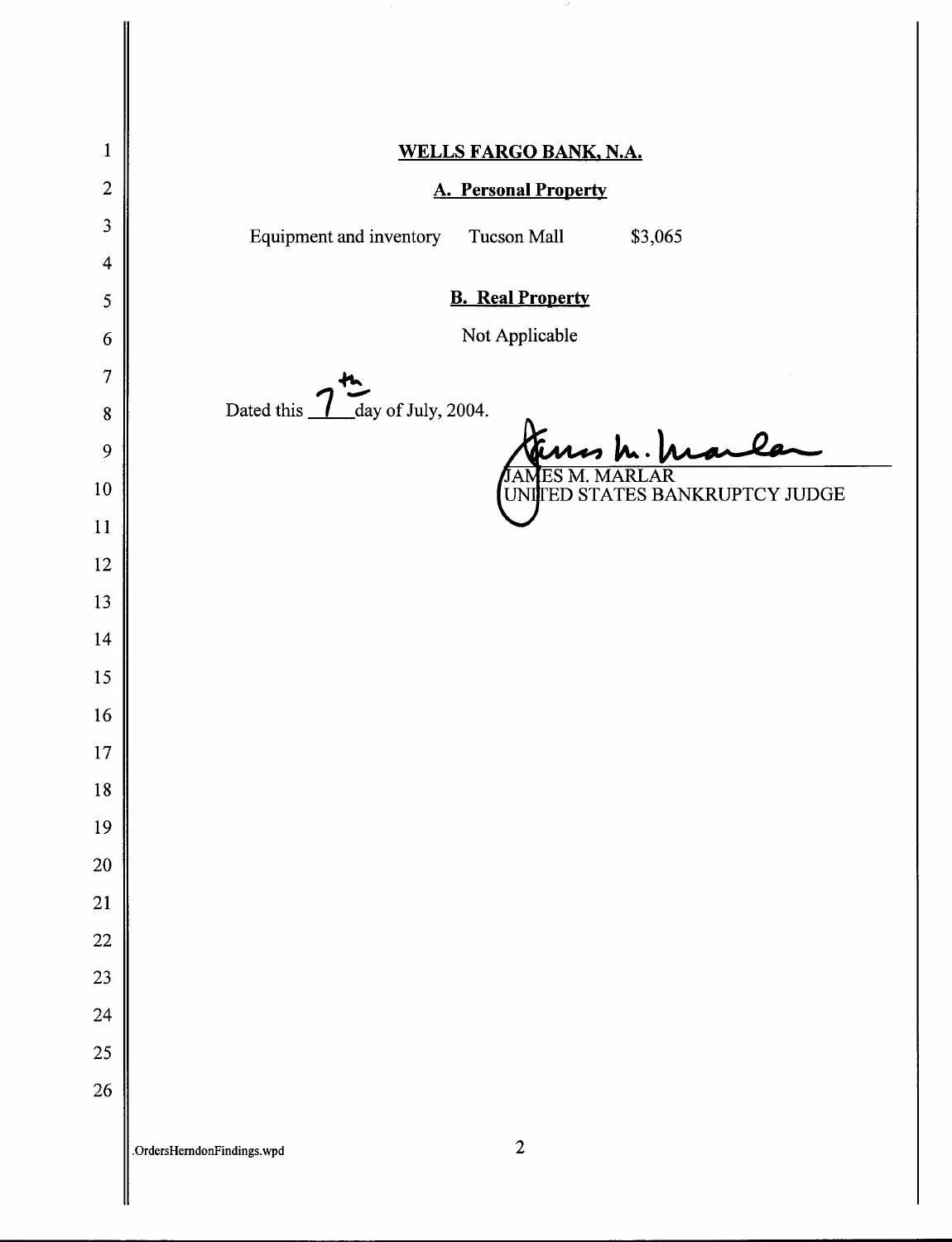**WELLS FARGO BANK, N.A.**

**A. Personal Property**

| Equipment and inventory | Tucson Mall | $3,065 |
|---|---|---|

**B. Real Property**

Not Applicable

Dated this 7th day of July, 2004.

JAMES M. MARLAR
UNITED STATES BANKRUPTCY JUDGE

.OrdersHerndonFindings.wpd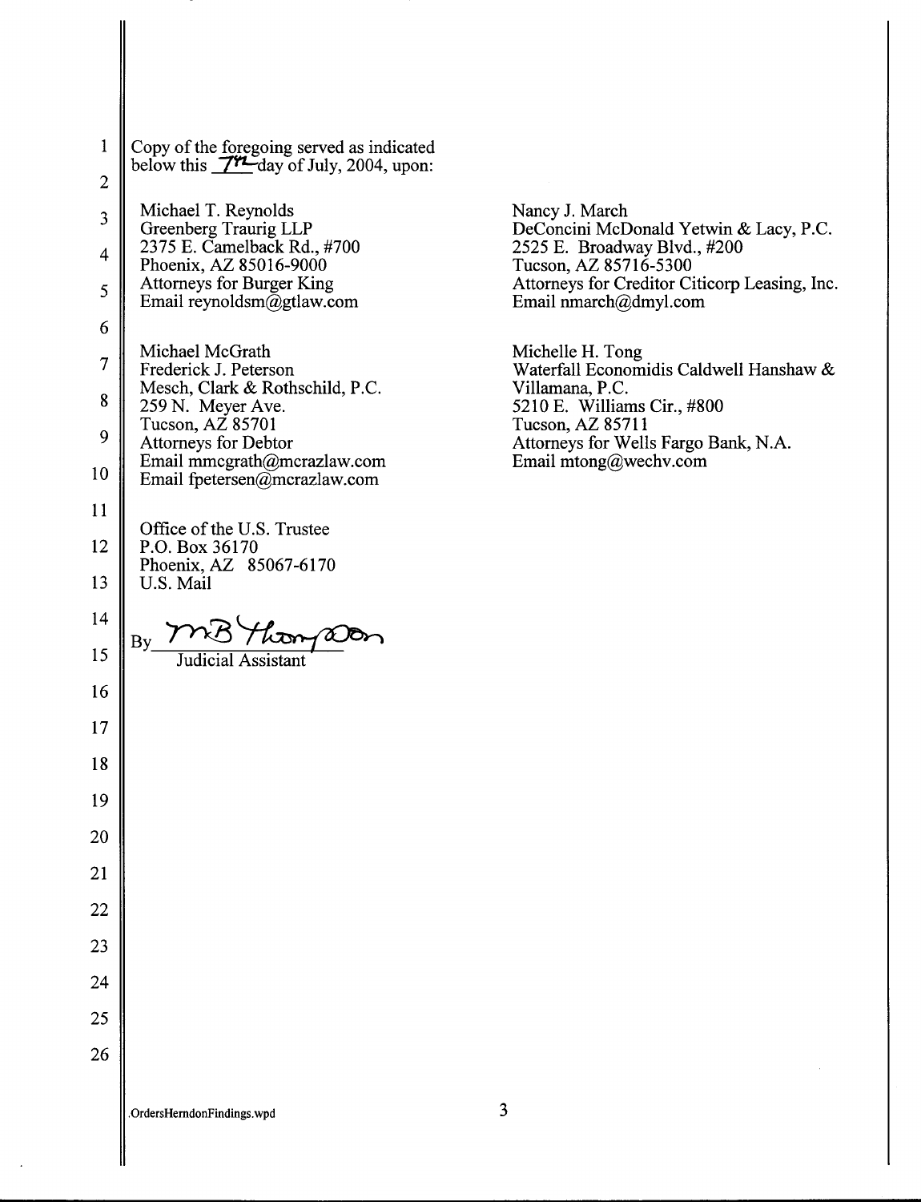Copy of the foregoing served as indicated below this 7th day of July, 2004, upon:

Michael T. Reynolds
Greenberg Traurig LLP
2375 E. Camelback Rd., #700
Phoenix, AZ 85016-9000
Attorneys for Burger King
Email reynoldsm@gtlaw.com

Michael McGrath
Frederick J. Peterson
Mesch, Clark & Rothschild, P.C.
259 N. Meyer Ave.
Tucson, AZ 85701
Attorneys for Debtor
Email mmcgrath@mcrazlaw.com
Email fpetersen@mcrazlaw.com

Office of the U.S. Trustee
P.O. Box 36170
Phoenix, AZ 85067-6170
U.S. Mail

Nancy J. March
DeConcini McDonald Yetwin & Lacy, P.C.
2525 E. Broadway Blvd., #200
Tucson, AZ 85716-5300
Attorneys for Creditor Citicorp Leasing, Inc.
Email nmarch@dmyl.com

Michelle H. Tong
Waterfall Economidis Caldwell Hanshaw & Villamana, P.C.
5210 E. Williams Cir., #800
Tucson, AZ 85711
Attorneys for Wells Fargo Bank, N.A.
Email mtong@wechv.com

By MB Thompson
Judicial Assistant

OrdersHerndonFindings.wpd